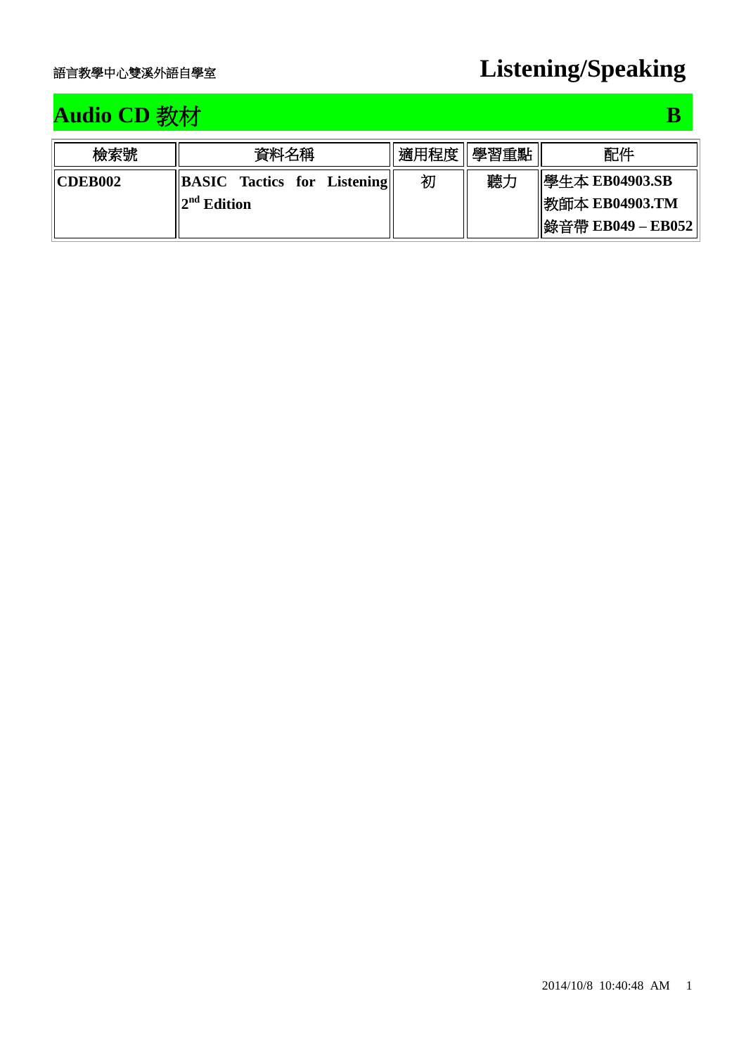語言教學中心雙溪外語自學室

# Listening/Speaking

## Audio CD 教材 B

| 檢索號 | 資料名稱 | 適用程度 | 學習重點 | 配件 |
|---|---|---|---|---|
| **CDEB002** | **BASIC Tactics for Listening 2nd Edition** | 初 | 聽力 | 學生本 **EB04903.SB**<br>教師本 **EB04903.TM**<br>錄音帶 **EB049 – EB052** |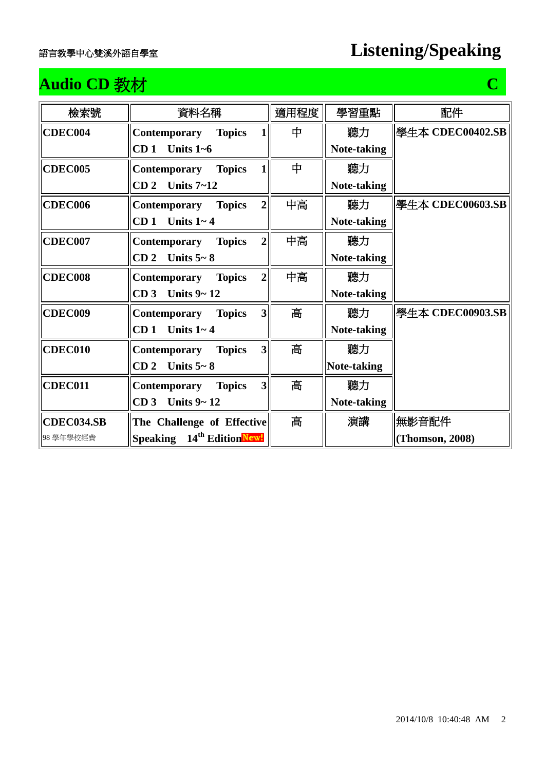語言教學中心雙溪外語自學室

# Listening/Speaking

## Audio CD 教材 C

| 檢索號 | 資料名稱 | 適用程度 | 學習重點 | 配件 |
|---|---|---|---|---|
| **CDEC004** | **Contemporary Topics 1 CD 1 Units 1~6** | 中 | 聽力 **Note-taking** | 學生本 **CDEC00402.SB** |
| **CDEC005** | **Contemporary Topics 1 CD 2 Units 7~12** | 中 | 聽力 **Note-taking** | |
| **CDEC006** | **Contemporary Topics 2 CD 1 Units 1~ 4** | 中高 | 聽力 **Note-taking** | 學生本 **CDEC00603.SB** |
| **CDEC007** | **Contemporary Topics 2 CD 2 Units 5~ 8** | 中高 | 聽力 **Note-taking** | |
| **CDEC008** | **Contemporary Topics 2 CD 3 Units 9~ 12** | 中高 | 聽力 **Note-taking** | |
| **CDEC009** | **Contemporary Topics 3 CD 1 Units 1~ 4** | 高 | 聽力 **Note-taking** | 學生本 **CDEC00903.SB** |
| **CDEC010** | **Contemporary Topics 3 CD 2 Units 5~ 8** | 高 | 聽力 **Note-taking** | |
| **CDEC011** | **Contemporary Topics 3 CD 3 Units 9~ 12** | 高 | 聽力 **Note-taking** | |
| **CDEC034.SB** 98 學年學校經費 | **The Challenge of Effective Speaking 14th Edition** New! | 高 | 演講 | 無影音配件 **(Thomson, 2008)** |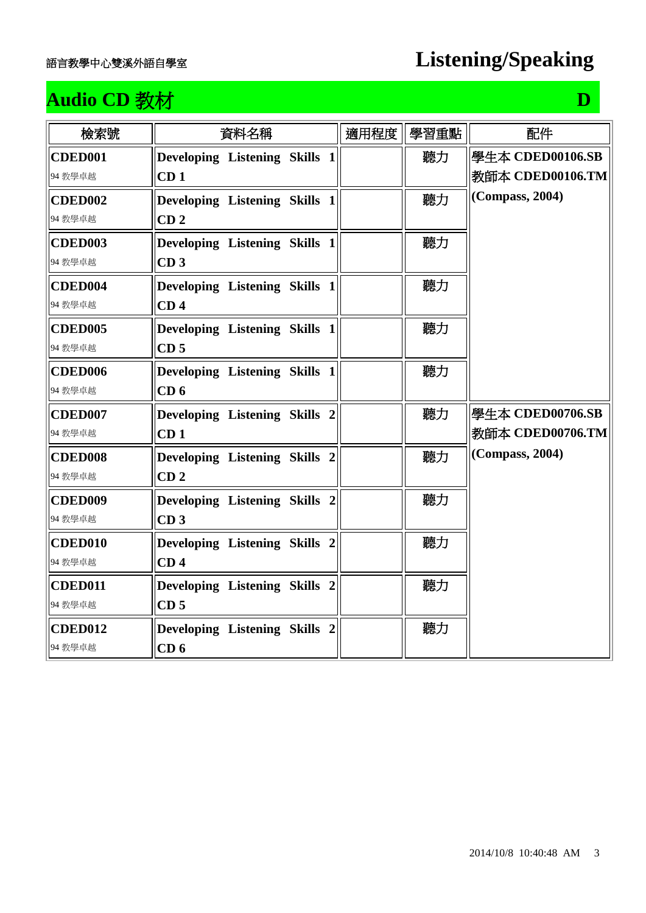語言教學中心雙溪外語自學室

# Listening/Speaking

## Audio CD 教材 D

| 檢索號 | 資料名稱 | 適用程度 | 學習重點 | 配件 |
|---|---|---|---|---|
| **CDED001** 94 教學卓越 | **Developing Listening Skills 1 CD 1** | | **聽力** | 學生本 **CDED00106.SB** 教師本 **CDED00106.TM** **(Compass, 2004)** |
| **CDED002** 94 教學卓越 | **Developing Listening Skills 1 CD 2** | | **聽力** | |
| **CDED003** 94 教學卓越 | **Developing Listening Skills 1 CD 3** | | **聽力** | |
| **CDED004** 94 教學卓越 | **Developing Listening Skills 1 CD 4** | | **聽力** | |
| **CDED005** 94 教學卓越 | **Developing Listening Skills 1 CD 5** | | **聽力** | |
| **CDED006** 94 教學卓越 | **Developing Listening Skills 1 CD 6** | | **聽力** | |
| **CDED007** 94 教學卓越 | **Developing Listening Skills 2 CD 1** | | **聽力** | 學生本 **CDED00706.SB** 教師本 **CDED00706.TM** **(Compass, 2004)** |
| **CDED008** 94 教學卓越 | **Developing Listening Skills 2 CD 2** | | **聽力** | |
| **CDED009** 94 教學卓越 | **Developing Listening Skills 2 CD 3** | | **聽力** | |
| **CDED010** 94 教學卓越 | **Developing Listening Skills 2 CD 4** | | **聽力** | |
| **CDED011** 94 教學卓越 | **Developing Listening Skills 2 CD 5** | | **聽力** | |
| **CDED012** 94 教學卓越 | **Developing Listening Skills 2 CD 6** | | **聽力** | |

2014/10/8 10:40:48 AM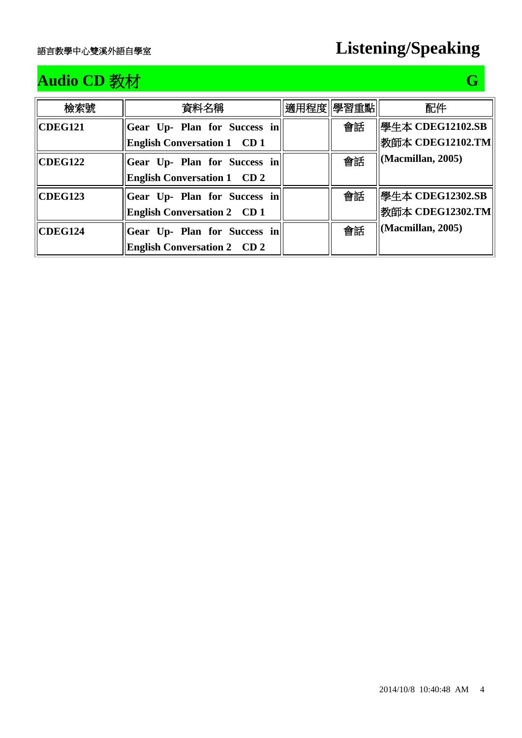語言教學中心雙溪外語自學室

# Listening/Speaking

## Audio CD 教材 G

| 檢索號 | 資料名稱 | 適用程度 | 學習重點 | 配件 |
|---|---|---|---|---|
| **CDEG121** | **Gear Up- Plan for Success in English Conversation 1 CD 1** | | 會話 | 學生本 **CDEG12102.SB** 教師本 **CDEG12102.TM** **(Macmillan, 2005)** |
| **CDEG122** | **Gear Up- Plan for Success in English Conversation 1 CD 2** | | 會話 | |
| **CDEG123** | **Gear Up- Plan for Success in English Conversation 2 CD 1** | | 會話 | 學生本 **CDEG12302.SB** 教師本 **CDEG12302.TM** **(Macmillan, 2005)** |
| **CDEG124** | **Gear Up- Plan for Success in English Conversation 2 CD 2** | | 會話 | |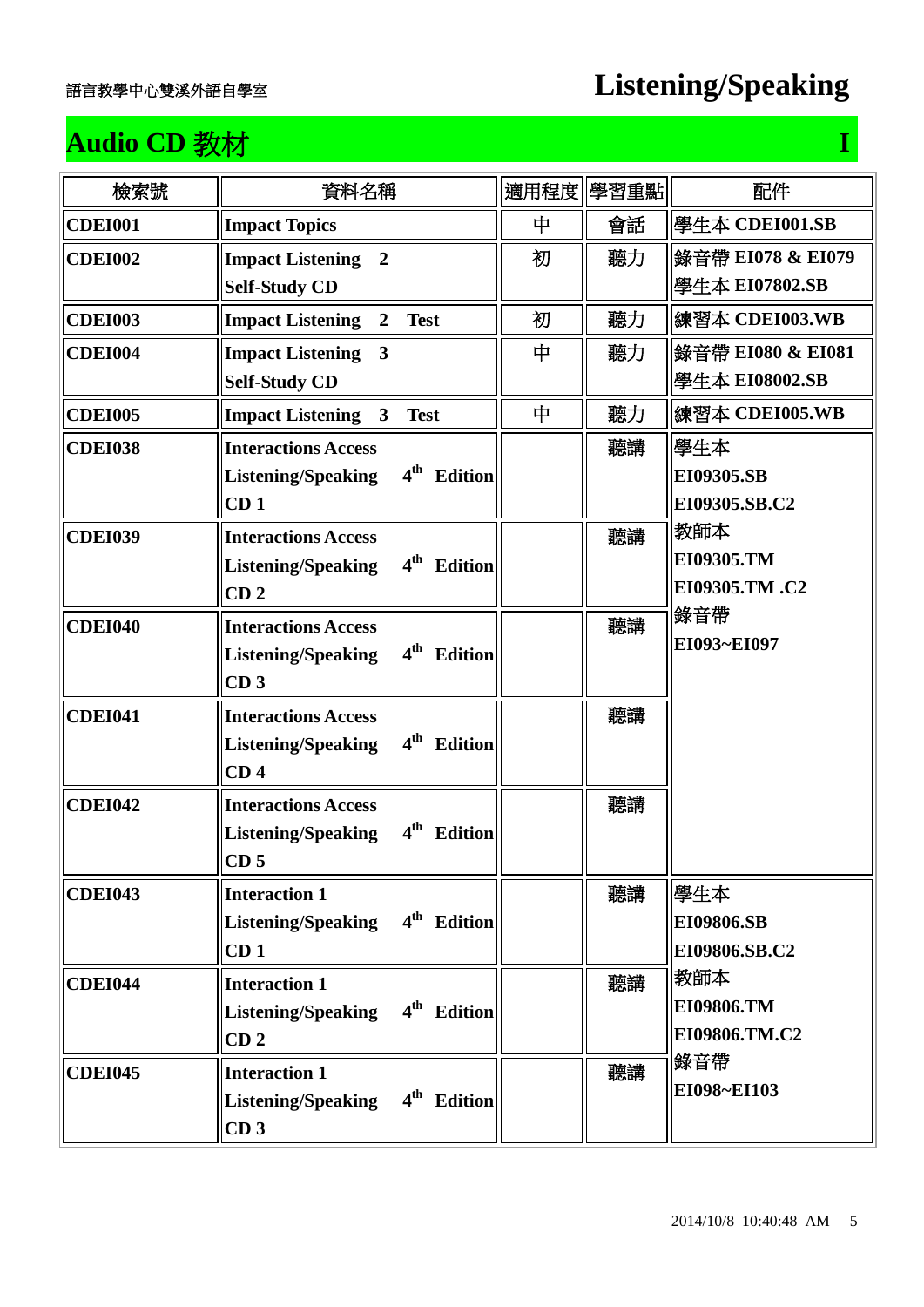語言教學中心雙溪外語自學室

# Listening/Speaking

## Audio CD 教材 I

| 檢索號 | 資料名稱 | 適用程度 | 學習重點 | 配件 |
|---|---|---|---|---|
| **CDEI001** | **Impact Topics** | 中 | 會話 | 學生本 **CDEI001.SB** |
| **CDEI002** | **Impact Listening 2 Self-Study CD** | 初 | 聽力 | 錄音帶 **EI078 & EI079** 學生本 **EI07802.SB** |
| **CDEI003** | **Impact Listening 2 Test** | 初 | 聽力 | 練習本 **CDEI003.WB** |
| **CDEI004** | **Impact Listening 3 Self-Study CD** | 中 | 聽力 | 錄音帶 **EI080 & EI081** 學生本 **EI08002.SB** |
| **CDEI005** | **Impact Listening 3 Test** | 中 | 聽力 | 練習本 **CDEI005.WB** |
| **CDEI038** | **Interactions Access Listening/Speaking 4th Edition CD 1** | | 聽講 | 學生本 **EI09305.SB** **EI09305.SB.C2** 教師本 **EI09305.TM** **EI09305.TM .C2** 錄音帶 **EI093~EI097** |
| **CDEI039** | **Interactions Access Listening/Speaking 4th Edition CD 2** | | 聽講 | |
| **CDEI040** | **Interactions Access Listening/Speaking 4th Edition CD 3** | | 聽講 | |
| **CDEI041** | **Interactions Access Listening/Speaking 4th Edition CD 4** | | 聽講 | |
| **CDEI042** | **Interactions Access Listening/Speaking 4th Edition CD 5** | | 聽講 | |
| **CDEI043** | **Interaction 1 Listening/Speaking 4th Edition CD 1** | | 聽講 | 學生本 **EI09806.SB** **EI09806.SB.C2** 教師本 **EI09806.TM** **EI09806.TM.C2** 錄音帶 **EI098~EI103** |
| **CDEI044** | **Interaction 1 Listening/Speaking 4th Edition CD 2** | | 聽講 | |
| **CDEI045** | **Interaction 1 Listening/Speaking 4th Edition CD 3** | | 聽講 | |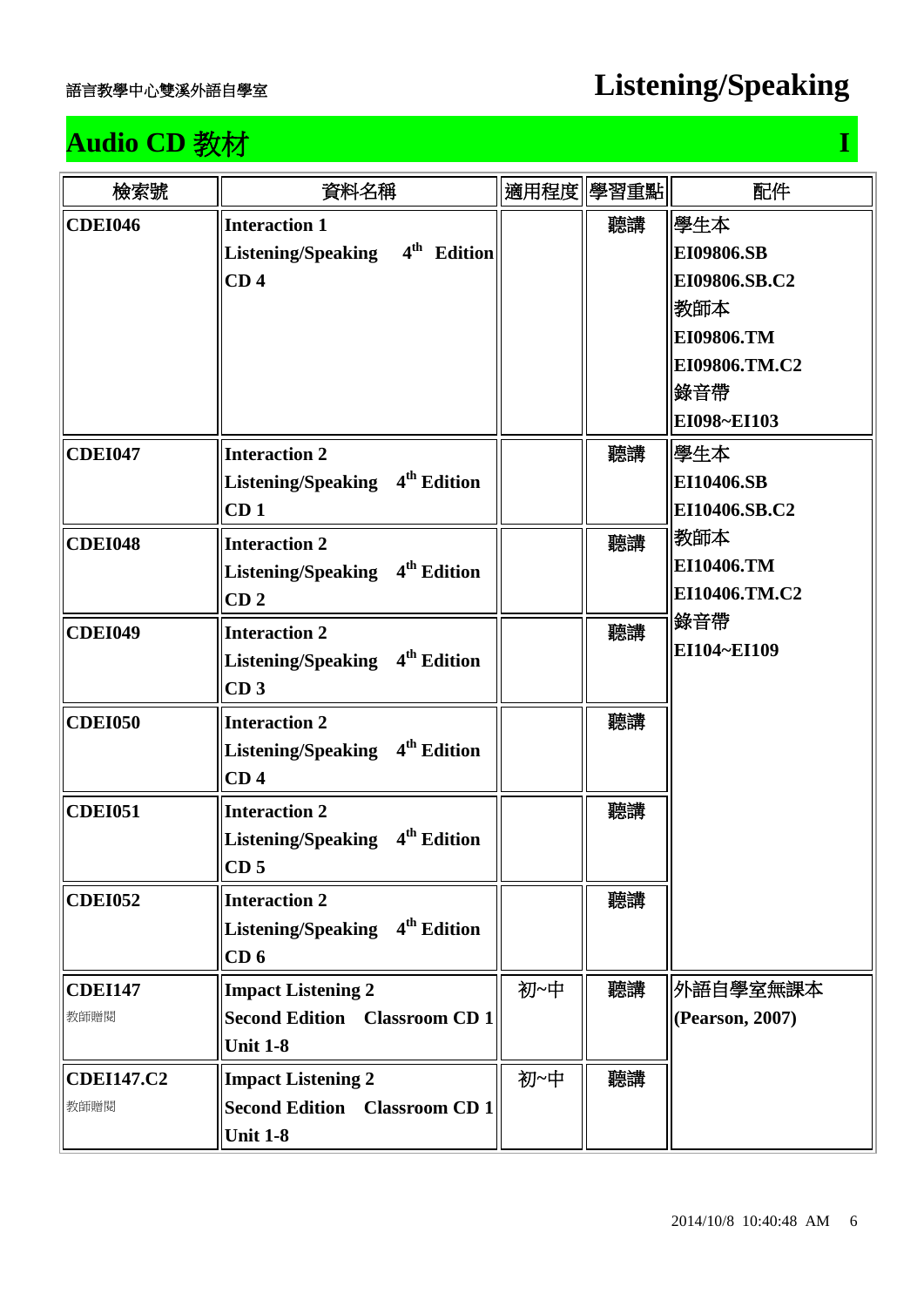語言教學中心雙溪外語自學室

# Listening/Speaking

## Audio CD 教材 I

| 檢索號 | 資料名稱 | 適用程度 | 學習重點 | 配件 |
|---|---|---|---|---|
| **CDEI046** | **Interaction 1 Listening/Speaking 4th Edition CD 4** | | 聽講 | 學生本 **EI09806.SB** **EI09806.SB.C2** 教師本 **EI09806.TM** **EI09806.TM.C2** 錄音帶 **EI098~EI103** |
| **CDEI047** | **Interaction 2 Listening/Speaking 4th Edition CD 1** | | 聽講 | 學生本 **EI10406.SB** **EI10406.SB.C2** 教師本 **EI10406.TM** **EI10406.TM.C2** 錄音帶 **EI104~EI109** |
| **CDEI048** | **Interaction 2 Listening/Speaking 4th Edition CD 2** | | 聽講 | |
| **CDEI049** | **Interaction 2 Listening/Speaking 4th Edition CD 3** | | 聽講 | |
| **CDEI050** | **Interaction 2 Listening/Speaking 4th Edition CD 4** | | 聽講 | |
| **CDEI051** | **Interaction 2 Listening/Speaking 4th Edition CD 5** | | 聽講 | |
| **CDEI052** | **Interaction 2 Listening/Speaking 4th Edition CD 6** | | 聽講 | |
| **CDEI147** 教師贈閱 | **Impact Listening 2 Second Edition Classroom CD 1 Unit 1-8** | 初~中 | 聽講 | 外語自學室無課本 **(Pearson, 2007)** |
| **CDEI147.C2** 教師贈閱 | **Impact Listening 2 Second Edition Classroom CD 1 Unit 1-8** | 初~中 | 聽講 | |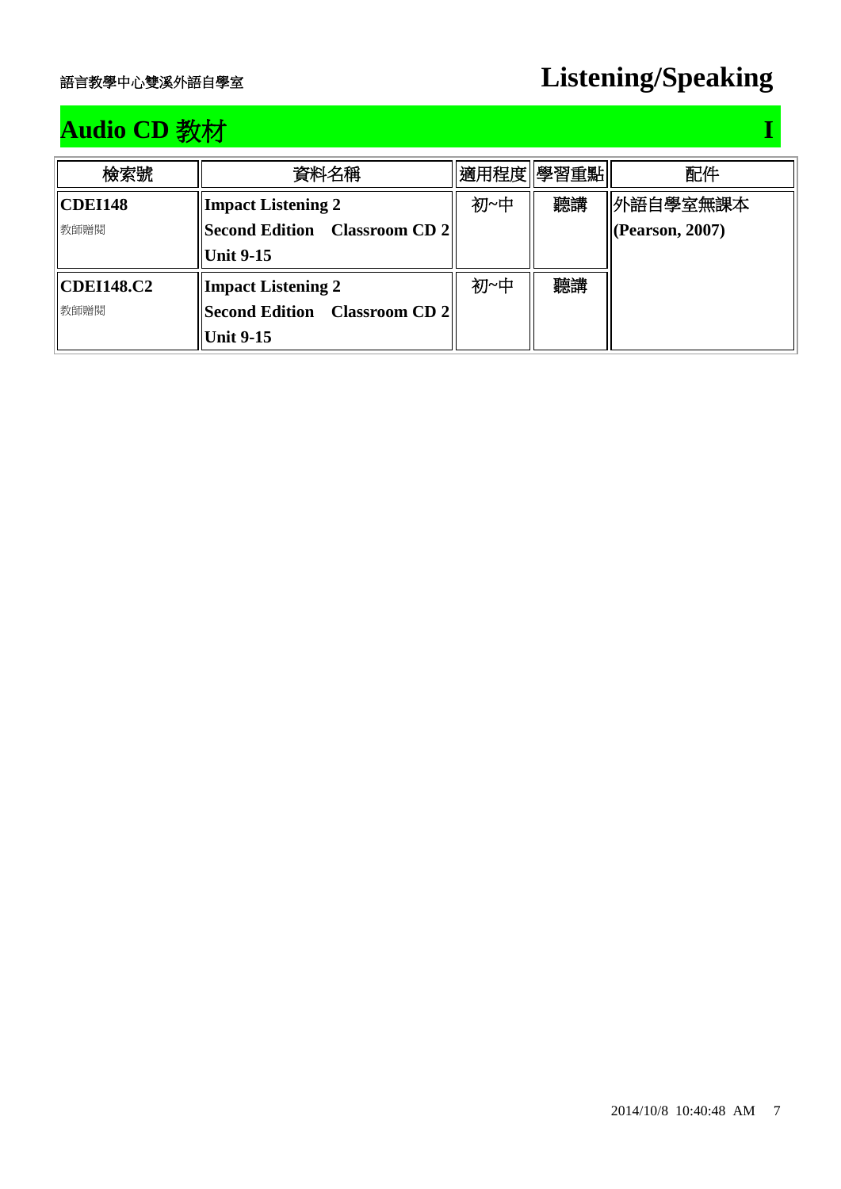語言教學中心雙溪外語自學室

# Listening/Speaking

## Audio CD 教材 I

| 檢索號 | 資料名稱 | 適用程度 | 學習重點 | 配件 |
|---|---|---|---|---|
| **CDEI148**<br>教師贈閱 | **Impact Listening 2**<br>**Second Edition Classroom CD 2**<br>**Unit 9-15** | 初~中 | 聽講 | 外語自學室無課本<br>**(Pearson, 2007)** |
| **CDEI148.C2**<br>教師贈閱 | **Impact Listening 2**<br>**Second Edition Classroom CD 2**<br>**Unit 9-15** | 初~中 | 聽講 | |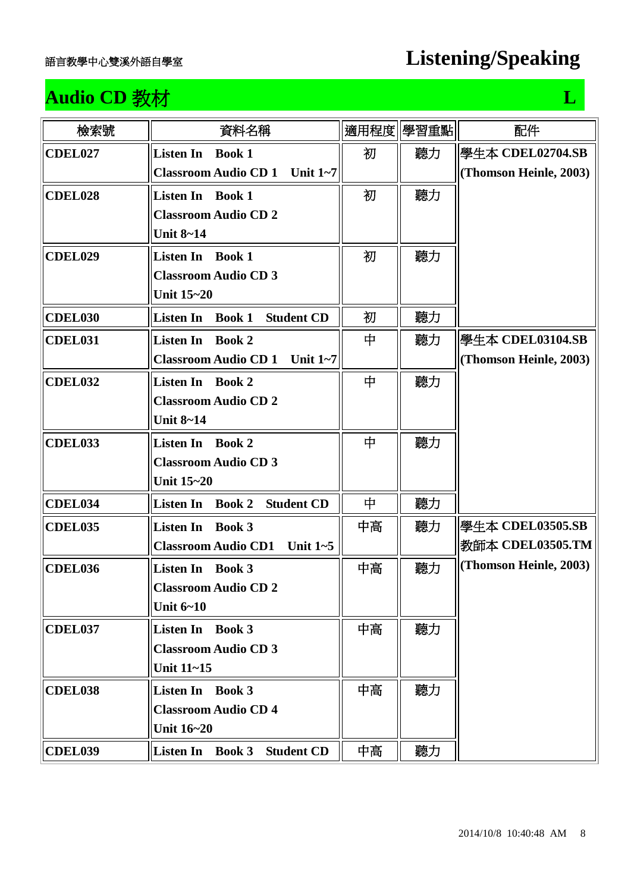語言教學中心雙溪外語自學室

# Listening/Speaking

## Audio CD 教材 L

| 檢索號 | 資料名稱 | 適用程度 | 學習重點 | 配件 |
|---|---|---|---|---|
| **CDEL027** | **Listen In Book 1 Classroom Audio CD 1 Unit 1~7** | 初 | 聽力 | 學生本 **CDEL02704.SB (Thomson Heinle, 2003)** |
| **CDEL028** | **Listen In Book 1 Classroom Audio CD 2 Unit 8~14** | 初 | 聽力 | |
| **CDEL029** | **Listen In Book 1 Classroom Audio CD 3 Unit 15~20** | 初 | 聽力 | |
| **CDEL030** | **Listen In Book 1 Student CD** | 初 | 聽力 | |
| **CDEL031** | **Listen In Book 2 Classroom Audio CD 1 Unit 1~7** | 中 | 聽力 | 學生本 **CDEL03104.SB (Thomson Heinle, 2003)** |
| **CDEL032** | **Listen In Book 2 Classroom Audio CD 2 Unit 8~14** | 中 | 聽力 | |
| **CDEL033** | **Listen In Book 2 Classroom Audio CD 3 Unit 15~20** | 中 | 聽力 | |
| **CDEL034** | **Listen In Book 2 Student CD** | 中 | 聽力 | |
| **CDEL035** | **Listen In Book 3 Classroom Audio CD1 Unit 1~5** | 中高 | 聽力 | 學生本 **CDEL03505.SB** 教師本 **CDEL03505.TM (Thomson Heinle, 2003)** |
| **CDEL036** | **Listen In Book 3 Classroom Audio CD 2 Unit 6~10** | 中高 | 聽力 | |
| **CDEL037** | **Listen In Book 3 Classroom Audio CD 3 Unit 11~15** | 中高 | 聽力 | |
| **CDEL038** | **Listen In Book 3 Classroom Audio CD 4 Unit 16~20** | 中高 | 聽力 | |
| **CDEL039** | **Listen In Book 3 Student CD** | 中高 | 聽力 | |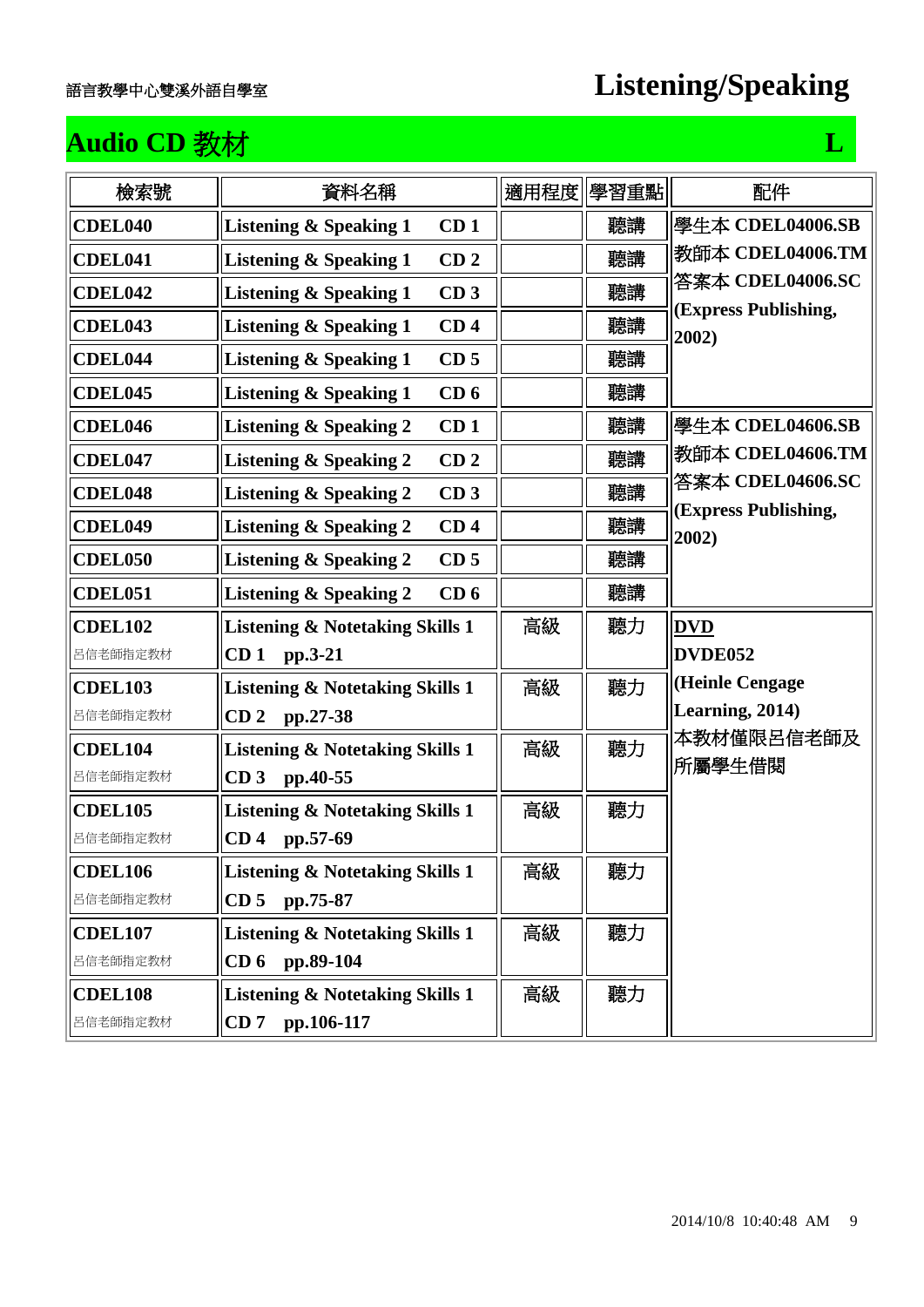語言教學中心雙溪外語自學室

# Listening/Speaking

## Audio CD 教材 L

| 檢索號 | 資料名稱 | 適用程度 | 學習重點 | 配件 |
|---|---|---|---|---|
| **CDEL040** | **Listening & Speaking 1 CD 1** | | 聽講 | 學生本 **CDEL04006.SB** 教師本 **CDEL04006.TM** 答案本 **CDEL04006.SC** **(Express Publishing, 2002)** |
| **CDEL041** | **Listening & Speaking 1 CD 2** | | 聽講 | |
| **CDEL042** | **Listening & Speaking 1 CD 3** | | 聽講 | |
| **CDEL043** | **Listening & Speaking 1 CD 4** | | 聽講 | |
| **CDEL044** | **Listening & Speaking 1 CD 5** | | 聽講 | |
| **CDEL045** | **Listening & Speaking 1 CD 6** | | 聽講 | |
| **CDEL046** | **Listening & Speaking 2 CD 1** | | 聽講 | 學生本 **CDEL04606.SB** 教師本 **CDEL04606.TM** 答案本 **CDEL04606.SC** **(Express Publishing, 2002)** |
| **CDEL047** | **Listening & Speaking 2 CD 2** | | 聽講 | |
| **CDEL048** | **Listening & Speaking 2 CD 3** | | 聽講 | |
| **CDEL049** | **Listening & Speaking 2 CD 4** | | 聽講 | |
| **CDEL050** | **Listening & Speaking 2 CD 5** | | 聽講 | |
| **CDEL051** | **Listening & Speaking 2 CD 6** | | 聽講 | |
| **CDEL102** 呂信老師指定教材 | **Listening & Notetaking Skills 1 CD 1 pp.3-21** | 高級 | 聽力 | **DVD** **DVDE052** **(Heinle Cengage Learning, 2014)** 本教材僅限呂信老師及所屬學生借閱 |
| **CDEL103** 呂信老師指定教材 | **Listening & Notetaking Skills 1 CD 2 pp.27-38** | 高級 | 聽力 | |
| **CDEL104** 呂信老師指定教材 | **Listening & Notetaking Skills 1 CD 3 pp.40-55** | 高級 | 聽力 | |
| **CDEL105** 呂信老師指定教材 | **Listening & Notetaking Skills 1 CD 4 pp.57-69** | 高級 | 聽力 | |
| **CDEL106** 呂信老師指定教材 | **Listening & Notetaking Skills 1 CD 5 pp.75-87** | 高級 | 聽力 | |
| **CDEL107** 呂信老師指定教材 | **Listening & Notetaking Skills 1 CD 6 pp.89-104** | 高級 | 聽力 | |
| **CDEL108** 呂信老師指定教材 | **Listening & Notetaking Skills 1 CD 7 pp.106-117** | 高級 | 聽力 | |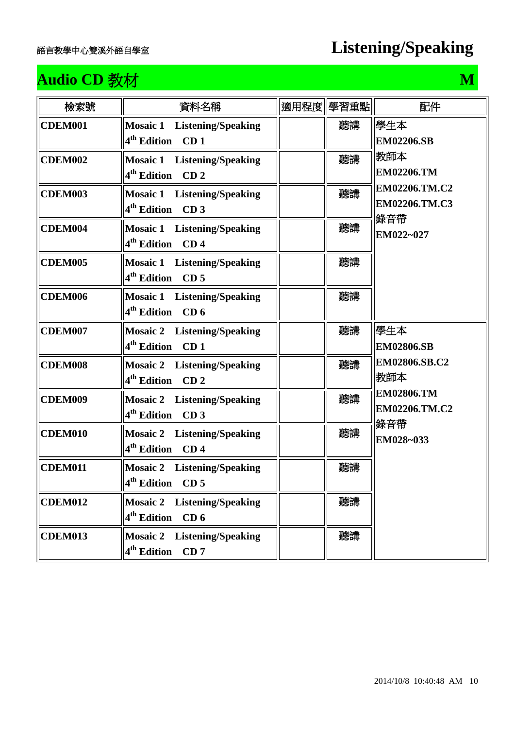語言教學中心雙溪外語自學室

# Listening/Speaking

## Audio CD 教材 M

| 檢索號 | 資料名稱 | 適用程度 | 學習重點 | 配件 |
|---|---|---|---|---|
| **CDEM001** | **Mosaic 1 Listening/Speaking 4th Edition CD 1** | | 聽講 | 學生本 **EM02206.SB** 教師本 **EM02206.TM** **EM02206.TM.C2** **EM02206.TM.C3** 錄音帶 **EM022~027** |
| **CDEM002** | **Mosaic 1 Listening/Speaking 4th Edition CD 2** | | 聽講 | |
| **CDEM003** | **Mosaic 1 Listening/Speaking 4th Edition CD 3** | | 聽講 | |
| **CDEM004** | **Mosaic 1 Listening/Speaking 4th Edition CD 4** | | 聽講 | |
| **CDEM005** | **Mosaic 1 Listening/Speaking 4th Edition CD 5** | | 聽講 | |
| **CDEM006** | **Mosaic 1 Listening/Speaking 4th Edition CD 6** | | 聽講 | |
| **CDEM007** | **Mosaic 2 Listening/Speaking 4th Edition CD 1** | | 聽講 | 學生本 **EM02806.SB** **EM02806.SB.C2** 教師本 **EM02806.TM** **EM02206.TM.C2** 錄音帶 **EM028~033** |
| **CDEM008** | **Mosaic 2 Listening/Speaking 4th Edition CD 2** | | 聽講 | |
| **CDEM009** | **Mosaic 2 Listening/Speaking 4th Edition CD 3** | | 聽講 | |
| **CDEM010** | **Mosaic 2 Listening/Speaking 4th Edition CD 4** | | 聽講 | |
| **CDEM011** | **Mosaic 2 Listening/Speaking 4th Edition CD 5** | | 聽講 | |
| **CDEM012** | **Mosaic 2 Listening/Speaking 4th Edition CD 6** | | 聽講 | |
| **CDEM013** | **Mosaic 2 Listening/Speaking 4th Edition CD 7** | | 聽講 | |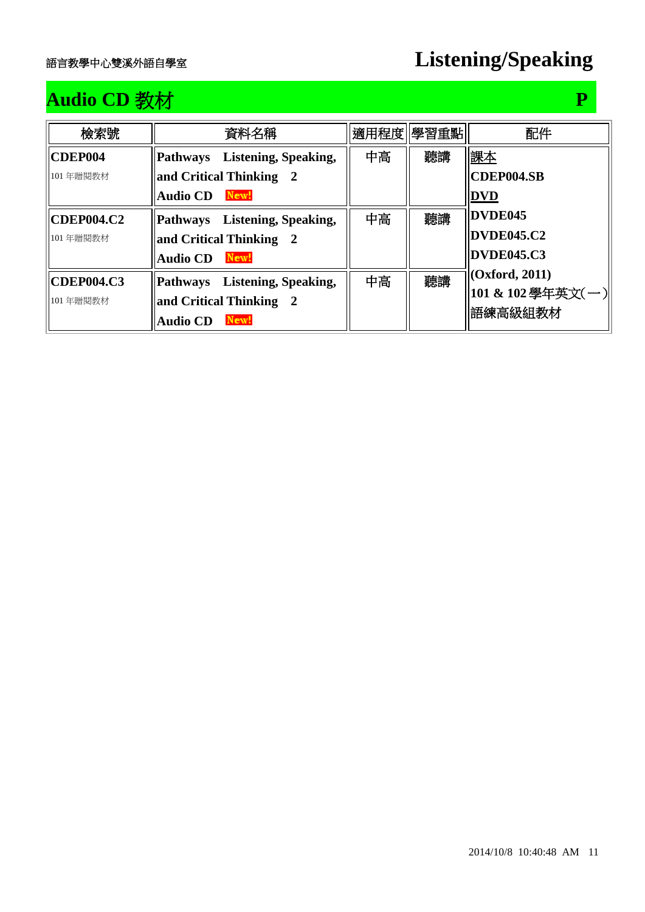語言教學中心雙溪外語自學室

# Listening/Speaking

## Audio CD 教材 P

| 檢索號 | 資料名稱 | 適用程度 | 學習重點 | 配件 |
|---|---|---|---|---|
| **CDEP004**<br>101 年贈閱教材 | **Pathways Listening, Speaking, and Critical Thinking 2 Audio CD** New! | 中高 | 聽講 | 課本<br>**CDEP004.SB**<br>**DVD**<br>**DVDE045**<br>**DVDE045.C2**<br>**DVDE045.C3**<br>**(Oxford, 2011)**<br>**101 & 102 學年英文(一)語練高級組教材** |
| **CDEP004.C2**<br>101 年贈閱教材 | **Pathways Listening, Speaking, and Critical Thinking 2 Audio CD** New! | 中高 | 聽講 | |
| **CDEP004.C3**<br>101 年贈閱教材 | **Pathways Listening, Speaking, and Critical Thinking 2 Audio CD** New! | 中高 | 聽講 | |

2014/10/8 10:40:48 AM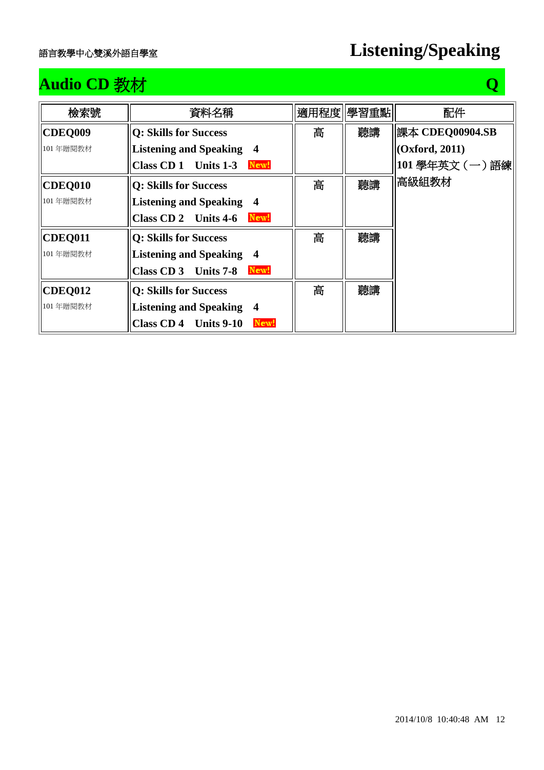語言教學中心雙溪外語自學室

# Listening/Speaking

## Audio CD 教材 Q

| 檢索號 | 資料名稱 | 適用程度 | 學習重點 | 配件 |
| --- | --- | --- | --- | --- |
| **CDEQ009**<br>101 年贈閱教材 | **Q: Skills for Success**<br>**Listening and Speaking 4**<br>**Class CD 1 Units 1-3** New! | 高 | 聽講 | 課本 **CDEQ00904.SB (Oxford, 2011)**<br>**101** 學年英文（一）語練高級組教材 |
| **CDEQ010**<br>101 年贈閱教材 | **Q: Skills for Success**<br>**Listening and Speaking 4**<br>**Class CD 2 Units 4-6** New! | 高 | 聽講 | |
| **CDEQ011**<br>101 年贈閱教材 | **Q: Skills for Success**<br>**Listening and Speaking 4**<br>**Class CD 3 Units 7-8** New! | 高 | 聽講 | |
| **CDEQ012**<br>101 年贈閱教材 | **Q: Skills for Success**<br>**Listening and Speaking 4**<br>**Class CD 4 Units 9-10** New! | 高 | 聽講 | |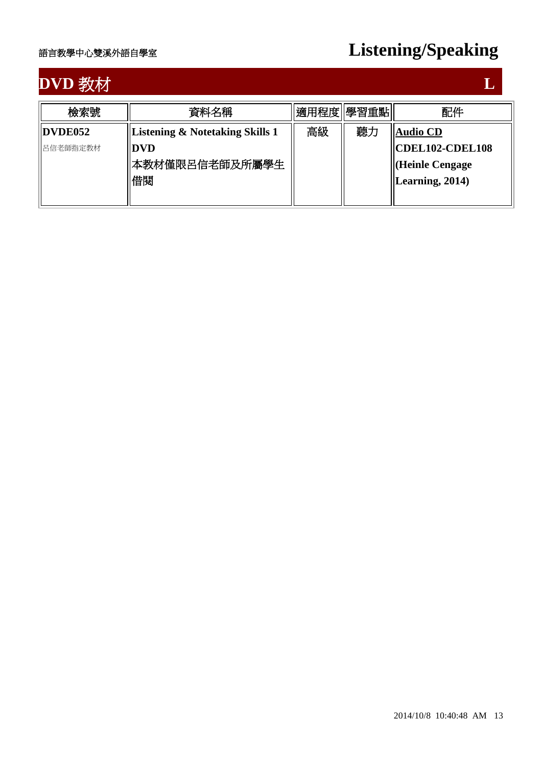# DVD 教材

**L**

| 檢索號 | 資料名稱 | 適用程度 | 學習重點 | 配件 |
|---|---|---|---|---|
| **DVDE052**<br>呂信老師指定教材 | **Listening & Notetaking Skills 1 DVD**<br>本教材僅限呂信老師及所屬學生借閱 | 高級 | 聽力 | **Audio CD CDEL102-CDEL108 (Heinle Cengage Learning, 2014)** |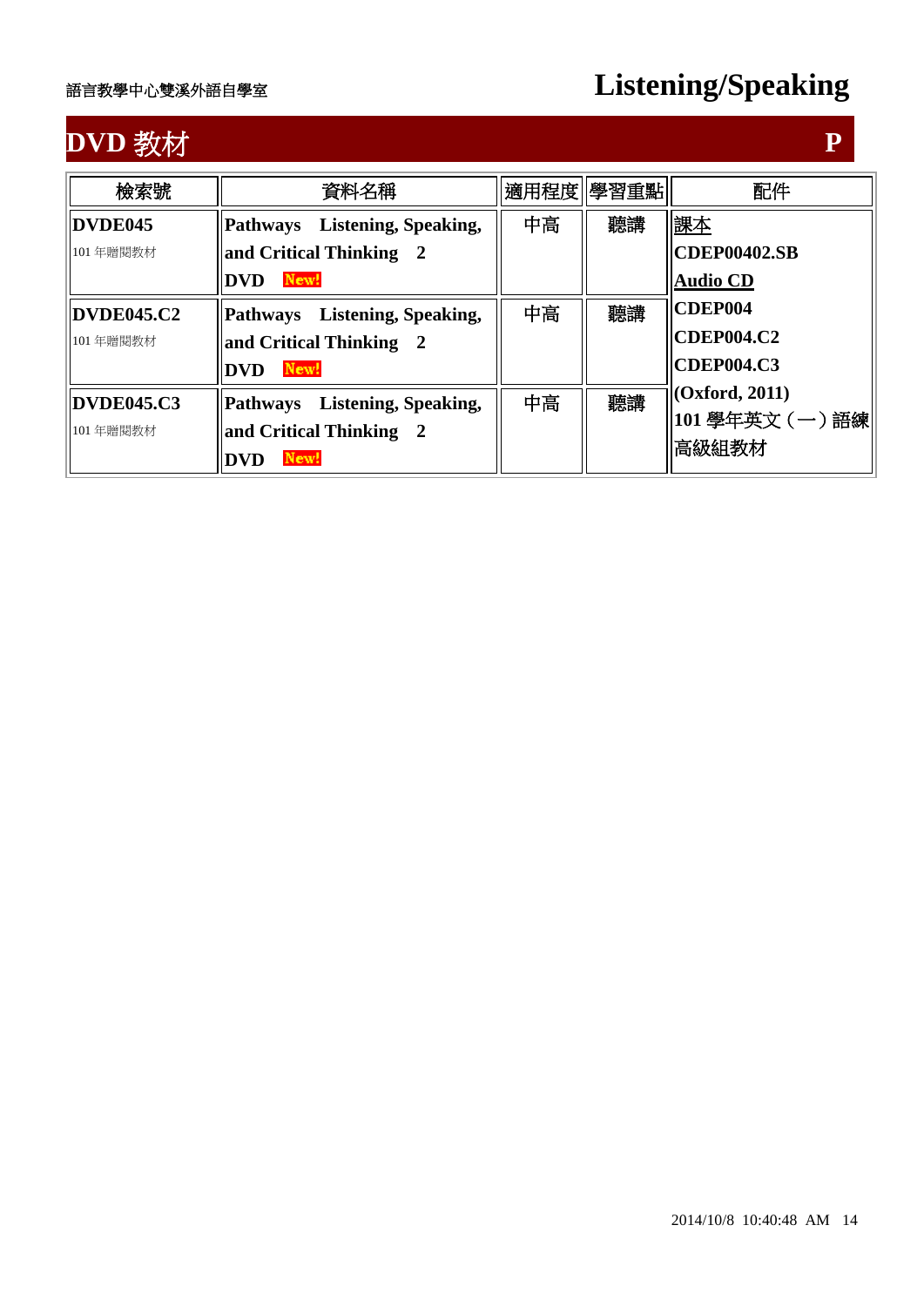語言教學中心雙溪外語自學室

# Listening/Speaking

## DVD 教材 P

| 檢索號 | 資料名稱 | 適用程度 | 學習重點 | 配件 |
|---|---|---|---|---|
| **DVDE045**<br>101 年贈閱教材 | **Pathways Listening, Speaking, and Critical Thinking 2 DVD** New! | 中高 | 聽講 | 課本<br>**CDEP00402.SB**<br>**Audio CD**<br>**CDEP004**<br>**CDEP004.C2**<br>**CDEP004.C3**<br>**(Oxford, 2011)**<br>101 學年英文（一）語練高級組教材 |
| **DVDE045.C2**<br>101 年贈閱教材 | **Pathways Listening, Speaking, and Critical Thinking 2 DVD** New! | 中高 | 聽講 | |
| **DVDE045.C3**<br>101 年贈閱教材 | **Pathways Listening, Speaking, and Critical Thinking 2 DVD** New! | 中高 | 聽講 | |